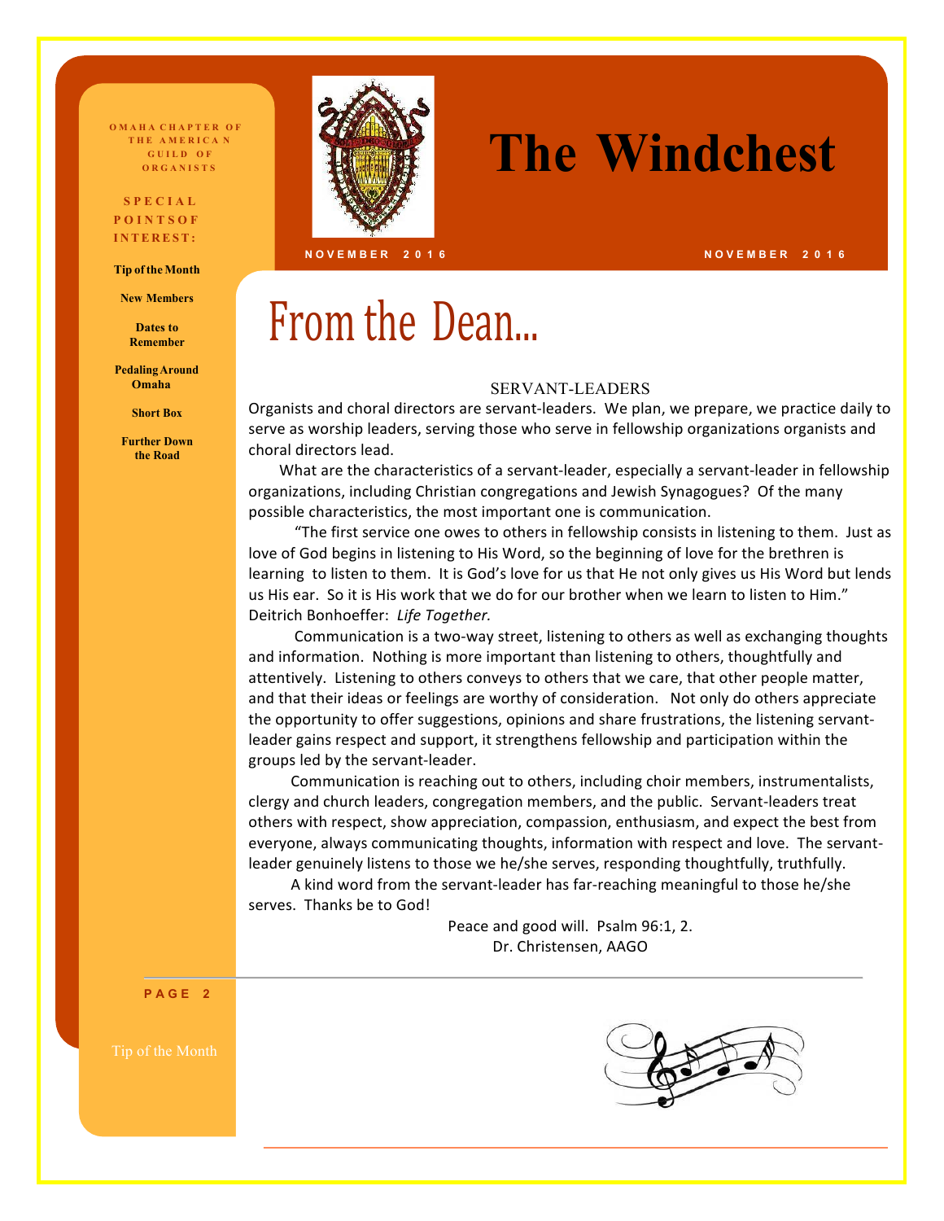OMAHA CHAPTER OF THE AMERICAN GUILD OF ORGANISTS

**SPECIAL POINTS OF INTEREST:**

- Tip of the Month
- New Members
- Dates to Remember
- Pedaling Around Omaha
- Short Box
- Further Down the Road

# The Windchest

NOVEMBER 2016

## From the Dean...

SERVANT-LEADERS

Organists and choral directors are servant-leaders. We plan, we prepare, we practice daily to serve as worship leaders, serving those who serve in fellowship organizations organists and choral directors lead.

What are the characteristics of a servant-leader, especially a servant-leader in fellowship organizations, including Christian congregations and Jewish Synagogues? Of the many possible characteristics, the most important one is communication.

"The first service one owes to others in fellowship consists in listening to them. Just as love of God begins in listening to His Word, so the beginning of love for the brethren is learning to listen to them. It is God's love for us that He not only gives us His Word but lends us His ear. So it is His work that we do for our brother when we learn to listen to Him." Deitrich Bonhoeffer: *Life Together.*

Communication is a two-way street, listening to others as well as exchanging thoughts and information. Nothing is more important than listening to others, thoughtfully and attentively. Listening to others conveys to others that we care, that other people matter, and that their ideas or feelings are worthy of consideration. Not only do others appreciate the opportunity to offer suggestions, opinions and share frustrations, the listening servant-leader gains respect and support, it strengthens fellowship and participation within the groups led by the servant-leader.

Communication is reaching out to others, including choir members, instrumentalists, clergy and church leaders, congregation members, and the public. Servant-leaders treat others with respect, show appreciation, compassion, enthusiasm, and expect the best from everyone, always communicating thoughts, information with respect and love. The servant-leader genuinely listens to those we he/she serves, responding thoughtfully, truthfully.

A kind word from the servant-leader has far-reaching meaningful to those he/she serves. Thanks be to God!

Peace and good will. Psalm 96:1, 2.
Dr. Christensen, AAGO

PAGE 2

Tip of the Month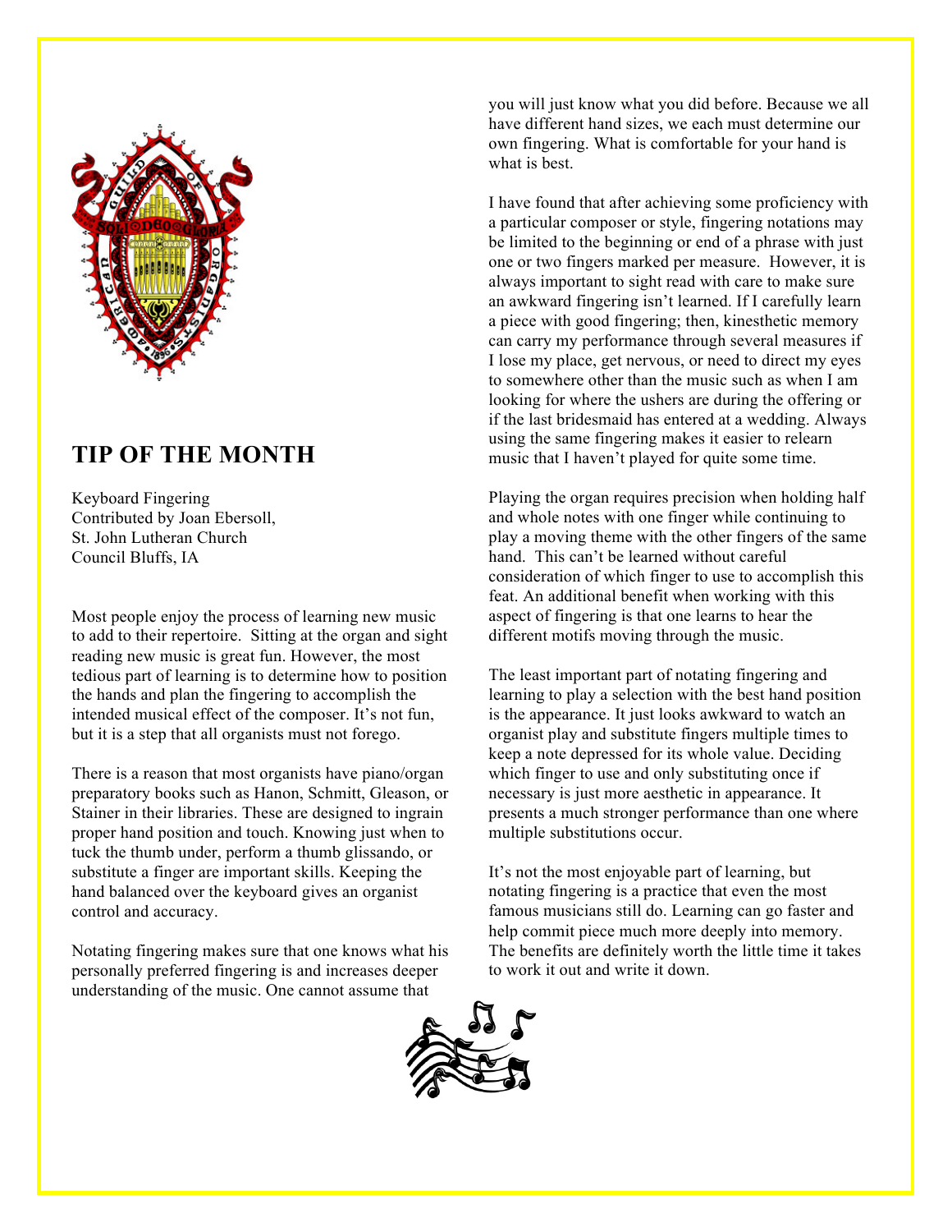## TIP OF THE MONTH

Keyboard Fingering
Contributed by Joan Ebersoll,
St. John Lutheran Church
Council Bluffs, IA

Most people enjoy the process of learning new music to add to their repertoire. Sitting at the organ and sight reading new music is great fun. However, the most tedious part of learning is to determine how to position the hands and plan the fingering to accomplish the intended musical effect of the composer. It's not fun, but it is a step that all organists must not forego.

There is a reason that most organists have piano/organ preparatory books such as Hanon, Schmitt, Gleason, or Stainer in their libraries. These are designed to ingrain proper hand position and touch. Knowing just when to tuck the thumb under, perform a thumb glissando, or substitute a finger are important skills. Keeping the hand balanced over the keyboard gives an organist control and accuracy.

Notating fingering makes sure that one knows what his personally preferred fingering is and increases deeper understanding of the music. One cannot assume that you will just know what you did before. Because we all have different hand sizes, we each must determine our own fingering. What is comfortable for your hand is what is best.

I have found that after achieving some proficiency with a particular composer or style, fingering notations may be limited to the beginning or end of a phrase with just one or two fingers marked per measure. However, it is always important to sight read with care to make sure an awkward fingering isn't learned. If I carefully learn a piece with good fingering; then, kinesthetic memory can carry my performance through several measures if I lose my place, get nervous, or need to direct my eyes to somewhere other than the music such as when I am looking for where the ushers are during the offering or if the last bridesmaid has entered at a wedding. Always using the same fingering makes it easier to relearn music that I haven't played for quite some time.

Playing the organ requires precision when holding half and whole notes with one finger while continuing to play a moving theme with the other fingers of the same hand. This can't be learned without careful consideration of which finger to use to accomplish this feat. An additional benefit when working with this aspect of fingering is that one learns to hear the different motifs moving through the music.

The least important part of notating fingering and learning to play a selection with the best hand position is the appearance. It just looks awkward to watch an organist play and substitute fingers multiple times to keep a note depressed for its whole value. Deciding which finger to use and only substituting once if necessary is just more aesthetic in appearance. It presents a much stronger performance than one where multiple substitutions occur.

It's not the most enjoyable part of learning, but notating fingering is a practice that even the most famous musicians still do. Learning can go faster and help commit piece much more deeply into memory. The benefits are definitely worth the little time it takes to work it out and write it down.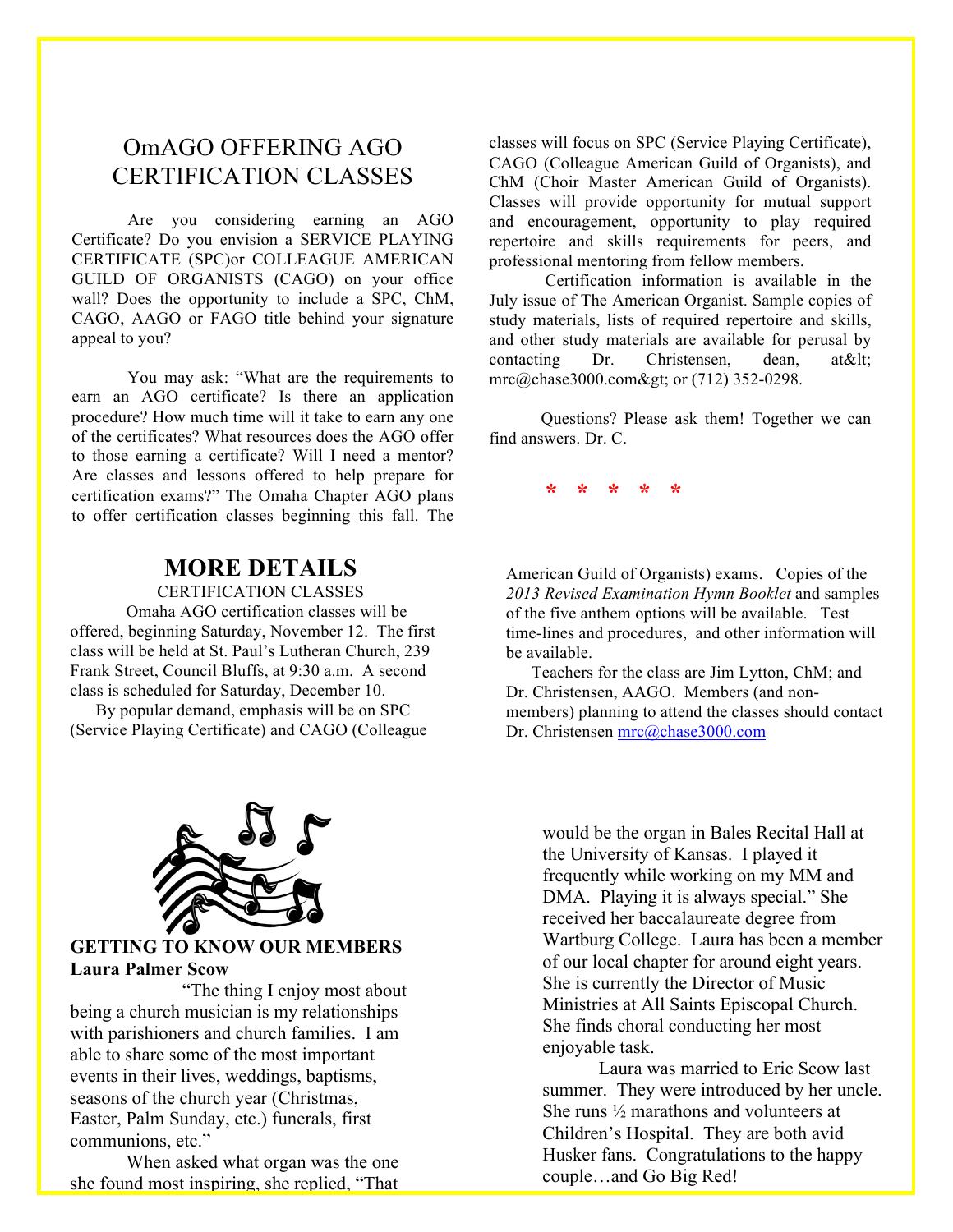# OmAGO OFFERING AGO CERTIFICATION CLASSES

Are you considering earning an AGO Certificate? Do you envision a SERVICE PLAYING CERTIFICATE (SPC)or COLLEAGUE AMERICAN GUILD OF ORGANISTS (CAGO) on your office wall? Does the opportunity to include a SPC, ChM, CAGO, AAGO or FAGO title behind your signature appeal to you?

You may ask: "What are the requirements to earn an AGO certificate? Is there an application procedure? How much time will it take to earn any one of the certificates? What resources does the AGO offer to those earning a certificate? Will I need a mentor? Are classes and lessons offered to help prepare for certification exams?" The Omaha Chapter AGO plans to offer certification classes beginning this fall. The classes will focus on SPC (Service Playing Certificate), CAGO (Colleague American Guild of Organists), and ChM (Choir Master American Guild of Organists). Classes will provide opportunity for mutual support and encouragement, opportunity to play required repertoire and skills requirements for peers, and professional mentoring from fellow members.

Certification information is available in the July issue of The American Organist. Sample copies of study materials, lists of required repertoire and skills, and other study materials are available for perusal by contacting Dr. Christensen, dean, at&lt; mrc@chase3000.com&gt; or (712) 352-0298.

Questions? Please ask them! Together we can find answers. Dr. C.

\* \* \* \* \*

## MORE DETAILS

CERTIFICATION CLASSES

Omaha AGO certification classes will be offered, beginning Saturday, November 12. The first class will be held at St. Paul's Lutheran Church, 239 Frank Street, Council Bluffs, at 9:30 a.m. A second class is scheduled for Saturday, December 10.

By popular demand, emphasis will be on SPC (Service Playing Certificate) and CAGO (Colleague American Guild of Organists) exams. Copies of the *2013 Revised Examination Hymn Booklet* and samples of the five anthem options will be available. Test time-lines and procedures, and other information will be available.

Teachers for the class are Jim Lytton, ChM; and Dr. Christensen, AAGO. Members (and non-members) planning to attend the classes should contact Dr. Christensen mrc@chase3000.com

**GETTING TO KNOW OUR MEMBERS**
**Laura Palmer Scow**

"The thing I enjoy most about being a church musician is my relationships with parishioners and church families. I am able to share some of the most important events in their lives, weddings, baptisms, seasons of the church year (Christmas, Easter, Palm Sunday, etc.) funerals, first communions, etc."

When asked what organ was the one she found most inspiring, she replied, "That would be the organ in Bales Recital Hall at the University of Kansas. I played it frequently while working on my MM and DMA. Playing it is always special." She received her baccalaureate degree from Wartburg College. Laura has been a member of our local chapter for around eight years. She is currently the Director of Music Ministries at All Saints Episcopal Church. She finds choral conducting her most enjoyable task.

Laura was married to Eric Scow last summer. They were introduced by her uncle. She runs ½ marathons and volunteers at Children's Hospital. They are both avid Husker fans. Congratulations to the happy couple…and Go Big Red!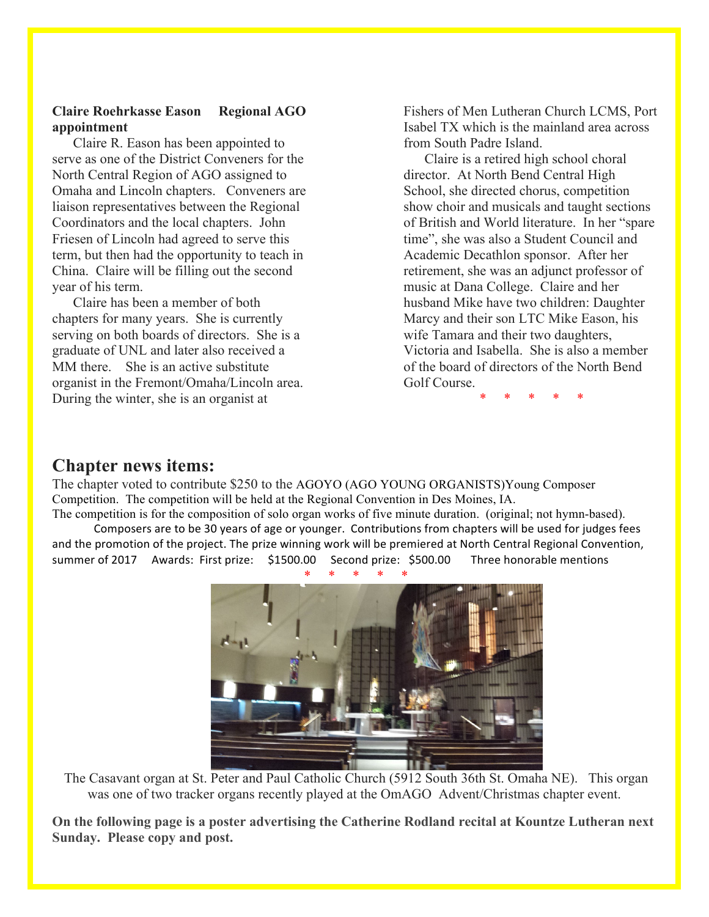**Claire Roehrkasse Eason     Regional AGO appointment**

Claire R. Eason has been appointed to serve as one of the District Conveners for the North Central Region of AGO assigned to Omaha and Lincoln chapters. Conveners are liaison representatives between the Regional Coordinators and the local chapters. John Friesen of Lincoln had agreed to serve this term, but then had the opportunity to teach in China. Claire will be filling out the second year of his term.

Claire has been a member of both chapters for many years. She is currently serving on both boards of directors. She is a graduate of UNL and later also received a MM there. She is an active substitute organist in the Fremont/Omaha/Lincoln area. During the winter, she is an organist at Fishers of Men Lutheran Church LCMS, Port Isabel TX which is the mainland area across from South Padre Island.

Claire is a retired high school choral director. At North Bend Central High School, she directed chorus, competition show choir and musicals and taught sections of British and World literature. In her "spare time", she was also a Student Council and Academic Decathlon sponsor. After her retirement, she was an adjunct professor of music at Dana College. Claire and her husband Mike have two children: Daughter Marcy and their son LTC Mike Eason, his wife Tamara and their two daughters, Victoria and Isabella. She is also a member of the board of directors of the North Bend Golf Course.

\* \* \* \* \*

## Chapter news items:

The chapter voted to contribute $250 to the AGOYO (AGO YOUNG ORGANISTS)Young Composer Competition. The competition will be held at the Regional Convention in Des Moines, IA.
The competition is for the composition of solo organ works of five minute duration. (original; not hymn-based).
Composers are to be 30 years of age or younger. Contributions from chapters will be used for judges fees and the promotion of the project. The prize winning work will be premiered at North Central Regional Convention, summer of 2017    Awards: First prize: $1500.00    Second prize: $500.00    Three honorable mentions

\* \* \* \* \*

The Casavant organ at St. Peter and Paul Catholic Church (5912 South 36th St. Omaha NE). This organ was one of two tracker organs recently played at the OmAGO Advent/Christmas chapter event.

**On the following page is a poster advertising the Catherine Rodland recital at Kountze Lutheran next Sunday. Please copy and post.**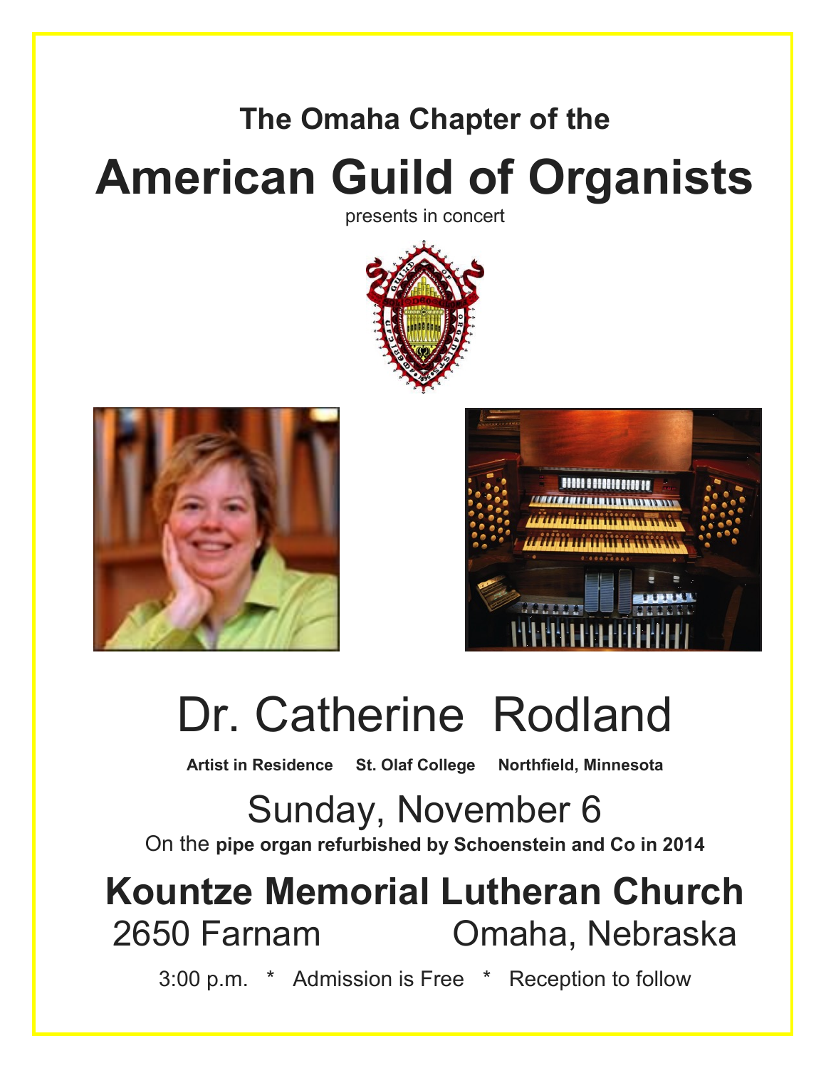**The Omaha Chapter of the**

# American Guild of Organists

presents in concert

# Dr. Catherine Rodland

**Artist in Residence     St. Olaf College     Northfield, Minnesota**

## Sunday, November 6

On the **pipe organ refurbished by Schoenstein and Co in 2014**

## Kountze Memorial Lutheran Church

2650 Farnam     Omaha, Nebraska

3:00 p.m.  *  Admission is Free  *  Reception to follow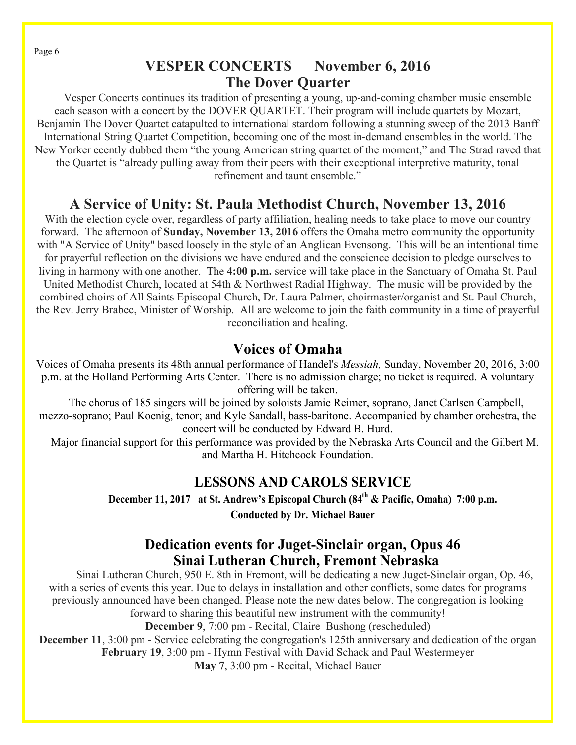## VESPER CONCERTS November 6, 2016

## The Dover Quarter

Vesper Concerts continues its tradition of presenting a young, up-and-coming chamber music ensemble each season with a concert by the DOVER QUARTET. Their program will include quartets by Mozart, Benjamin The Dover Quartet catapulted to international stardom following a stunning sweep of the 2013 Banff International String Quartet Competition, becoming one of the most in-demand ensembles in the world. The New Yorker ecently dubbed them "the young American string quartet of the moment," and The Strad raved that the Quartet is "already pulling away from their peers with their exceptional interpretive maturity, tonal refinement and taunt ensemble."

## A Service of Unity: St. Paula Methodist Church, November 13, 2016

With the election cycle over, regardless of party affiliation, healing needs to take place to move our country forward. The afternoon of **Sunday, November 13, 2016** offers the Omaha metro community the opportunity with "A Service of Unity" based loosely in the style of an Anglican Evensong. This will be an intentional time for prayerful reflection on the divisions we have endured and the conscience decision to pledge ourselves to living in harmony with one another. The **4:00 p.m.** service will take place in the Sanctuary of Omaha St. Paul United Methodist Church, located at 54th & Northwest Radial Highway. The music will be provided by the combined choirs of All Saints Episcopal Church, Dr. Laura Palmer, choirmaster/organist and St. Paul Church, the Rev. Jerry Brabec, Minister of Worship. All are welcome to join the faith community in a time of prayerful reconciliation and healing.

## Voices of Omaha

Voices of Omaha presents its 48th annual performance of Handel's *Messiah,* Sunday, November 20, 2016, 3:00 p.m. at the Holland Performing Arts Center. There is no admission charge; no ticket is required. A voluntary offering will be taken.

The chorus of 185 singers will be joined by soloists Jamie Reimer, soprano, Janet Carlsen Campbell, mezzo-soprano; Paul Koenig, tenor; and Kyle Sandall, bass-baritone. Accompanied by chamber orchestra, the concert will be conducted by Edward B. Hurd.

Major financial support for this performance was provided by the Nebraska Arts Council and the Gilbert M. and Martha H. Hitchcock Foundation.

## LESSONS AND CAROLS SERVICE

**December 11, 2017 at St. Andrew's Episcopal Church (84th & Pacific, Omaha) 7:00 p.m.**

**Conducted by Dr. Michael Bauer**

## Dedication events for Juget-Sinclair organ, Opus 46 Sinai Lutheran Church, Fremont Nebraska

Sinai Lutheran Church, 950 E. 8th in Fremont, will be dedicating a new Juget-Sinclair organ, Op. 46, with a series of events this year. Due to delays in installation and other conflicts, some dates for programs previously announced have been changed. Please note the new dates below. The congregation is looking forward to sharing this beautiful new instrument with the community!

**December 9**, 7:00 pm - Recital, Claire Bushong (rescheduled)

**December 11**, 3:00 pm - Service celebrating the congregation's 125th anniversary and dedication of the organ

**February 19**, 3:00 pm - Hymn Festival with David Schack and Paul Westermeyer

**May 7**, 3:00 pm - Recital, Michael Bauer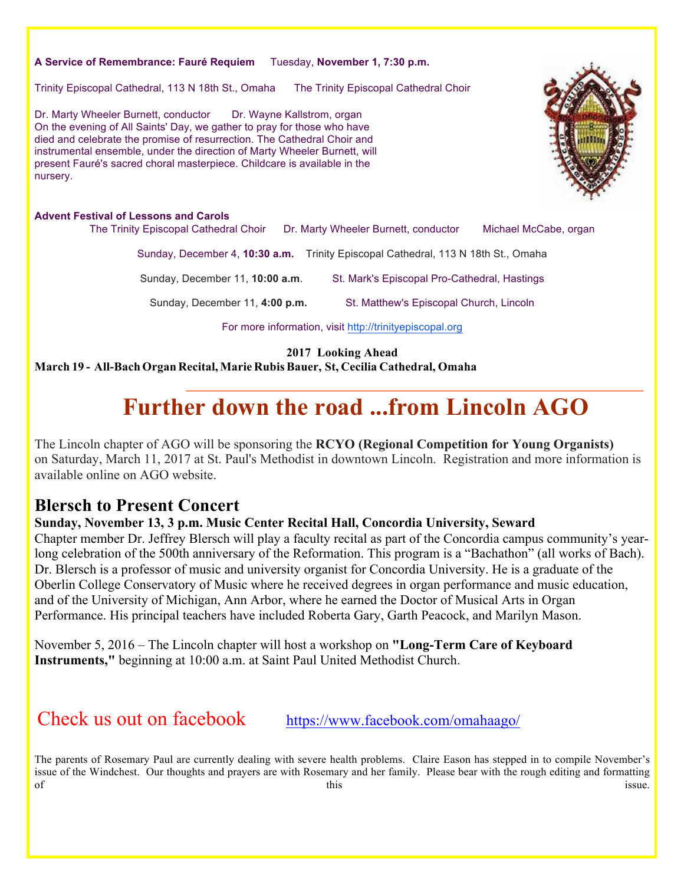**A Service of Remembrance: Fauré Requiem** Tuesday, **November 1, 7:30 p.m.**

Trinity Episcopal Cathedral, 113 N 18th St., Omaha The Trinity Episcopal Cathedral Choir

Dr. Marty Wheeler Burnett, conductor Dr. Wayne Kallstrom, organ
On the evening of All Saints' Day, we gather to pray for those who have died and celebrate the promise of resurrection. The Cathedral Choir and instrumental ensemble, under the direction of Marty Wheeler Burnett, will present Fauré's sacred choral masterpiece. Childcare is available in the nursery.

**Advent Festival of Lessons and Carols**
The Trinity Episcopal Cathedral Choir Dr. Marty Wheeler Burnett, conductor Michael McCabe, organ

Sunday, December 4, **10:30 a.m.** Trinity Episcopal Cathedral, 113 N 18th St., Omaha

Sunday, December 11, **10:00 a.m**. St. Mark's Episcopal Pro-Cathedral, Hastings

Sunday, December 11, **4:00 p.m.** St. Matthew's Episcopal Church, Lincoln

For more information, visit http://trinityepiscopal.org

**2017 Looking Ahead**
**March 19 - All-Bach Organ Recital, Marie Rubis Bauer, St, Cecilia Cathedral, Omaha**

# Further down the road ...from Lincoln AGO

The Lincoln chapter of AGO will be sponsoring the **RCYO (Regional Competition for Young Organists)** on Saturday, March 11, 2017 at St. Paul's Methodist in downtown Lincoln. Registration and more information is available online on AGO website.

## Blersch to Present Concert

**Sunday, November 13, 3 p.m. Music Center Recital Hall, Concordia University, Seward**
Chapter member Dr. Jeffrey Blersch will play a faculty recital as part of the Concordia campus community's year-long celebration of the 500th anniversary of the Reformation. This program is a "Bachathon" (all works of Bach). Dr. Blersch is a professor of music and university organist for Concordia University. He is a graduate of the Oberlin College Conservatory of Music where he received degrees in organ performance and music education, and of the University of Michigan, Ann Arbor, where he earned the Doctor of Musical Arts in Organ Performance. His principal teachers have included Roberta Gary, Garth Peacock, and Marilyn Mason.

November 5, 2016 – The Lincoln chapter will host a workshop on **"Long-Term Care of Keyboard Instruments,"** beginning at 10:00 a.m. at Saint Paul United Methodist Church.

Check us out on facebook https://www.facebook.com/omahaago/

The parents of Rosemary Paul are currently dealing with severe health problems. Claire Eason has stepped in to compile November's issue of the Windchest. Our thoughts and prayers are with Rosemary and her family. Please bear with the rough editing and formatting of this issue.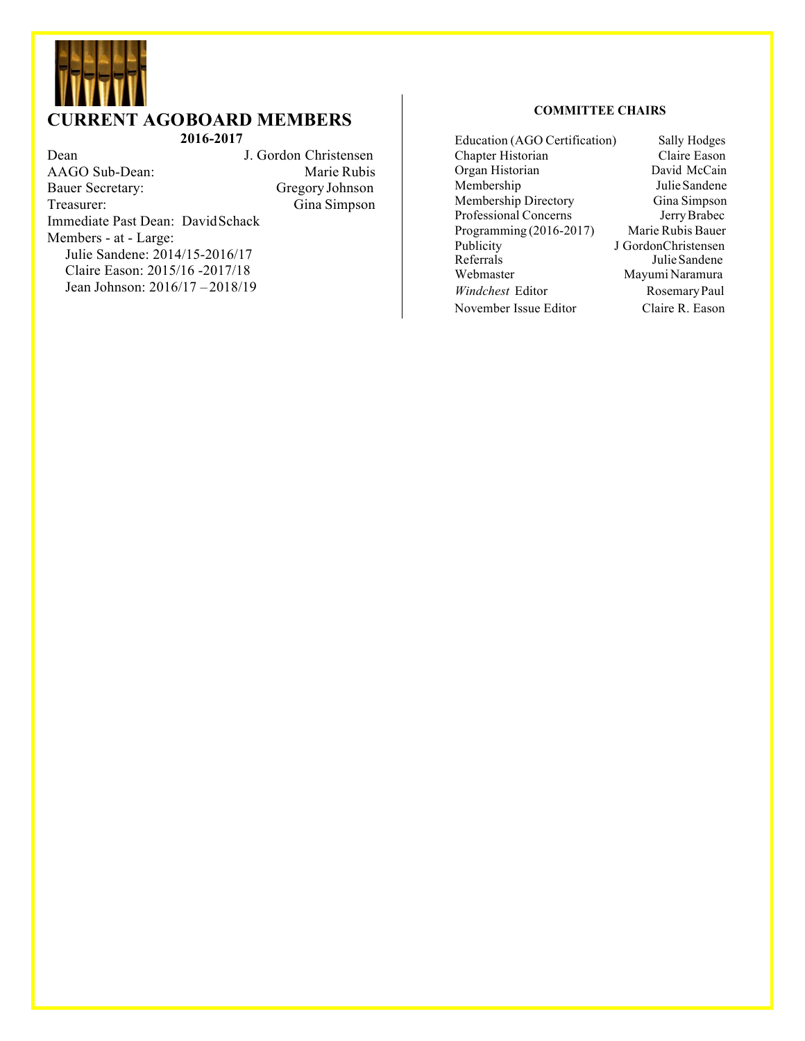# CURRENT AGOBOARD MEMBERS

**2016-2017**

| | |
|---|---|
| Dean | J. Gordon Christensen |
| AAGO Sub-Dean: | Marie Rubis |
| Bauer Secretary: | Gregory Johnson |
| Treasurer: | Gina Simpson |

Immediate Past Dean: David Schack

Members - at - Large:

- Julie Sandene: 2014/15-2016/17
- Claire Eason: 2015/16 -2017/18
- Jean Johnson: 2016/17 – 2018/19

**COMMITTEE CHAIRS**

| | |
|---|---|
| Education (AGO Certification) | Sally Hodges |
| Chapter Historian | Claire Eason |
| Organ Historian | David McCain |
| Membership | Julie Sandene |
| Membership Directory | Gina Simpson |
| Professional Concerns | Jerry Brabec |
| Programming (2016-2017) | Marie Rubis Bauer |
| Publicity | J Gordon Christensen |
| Referrals | Julie Sandene |
| Webmaster | Mayumi Naramura |
| *Windchest* Editor | Rosemary Paul |
| November Issue Editor | Claire R. Eason |